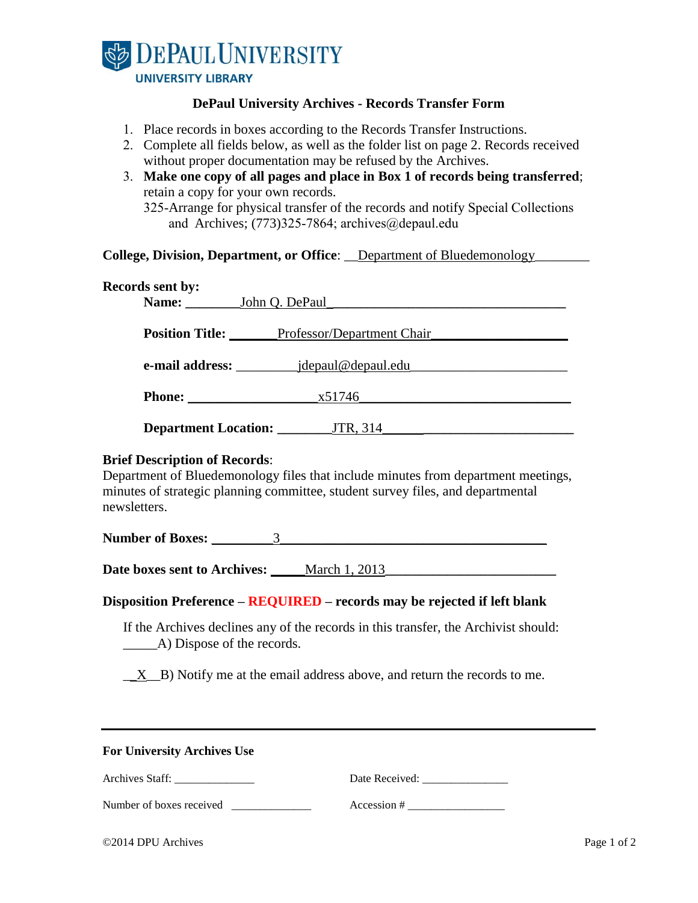DEPAUL UNIVERSITY
UNIVERSITY LIBRARY

## DePaul University Archives - Records Transfer Form

1. Place records in boxes according to the Records Transfer Instructions.
2. Complete all fields below, as well as the folder list on page 2. Records received without proper documentation may be refused by the Archives.
3. **Make one copy of all pages and place in Box 1 of records being transferred**; retain a copy for your own records.
   325-Arrange for physical transfer of the records and notify Special Collections and Archives; (773)325-7864; archives@depaul.edu

**College, Division, Department, or Office**: Department of Bluedemonology

**Records sent by:**

**Name:** John Q. DePaul

**Position Title:** Professor/Department Chair

**e-mail address:** jdepaul@depaul.edu

**Phone:** x51746

**Department Location:** JTR, 314

**Brief Description of Records**:
Department of Bluedemonology files that include minutes from department meetings, minutes of strategic planning committee, student survey files, and departmental newsletters.

**Number of Boxes:** 3

**Date boxes sent to Archives:** March 1, 2013

**Disposition Preference – REQUIRED – records may be rejected if left blank**

If the Archives declines any of the records in this transfer, the Archivist should:
_____A) Dispose of the records.

__X__B) Notify me at the email address above, and return the records to me.

---

**For University Archives Use**

Archives Staff: ______________ Date Received: _______________

Number of boxes received ______________ Accession # _________________

©2014 DPU Archives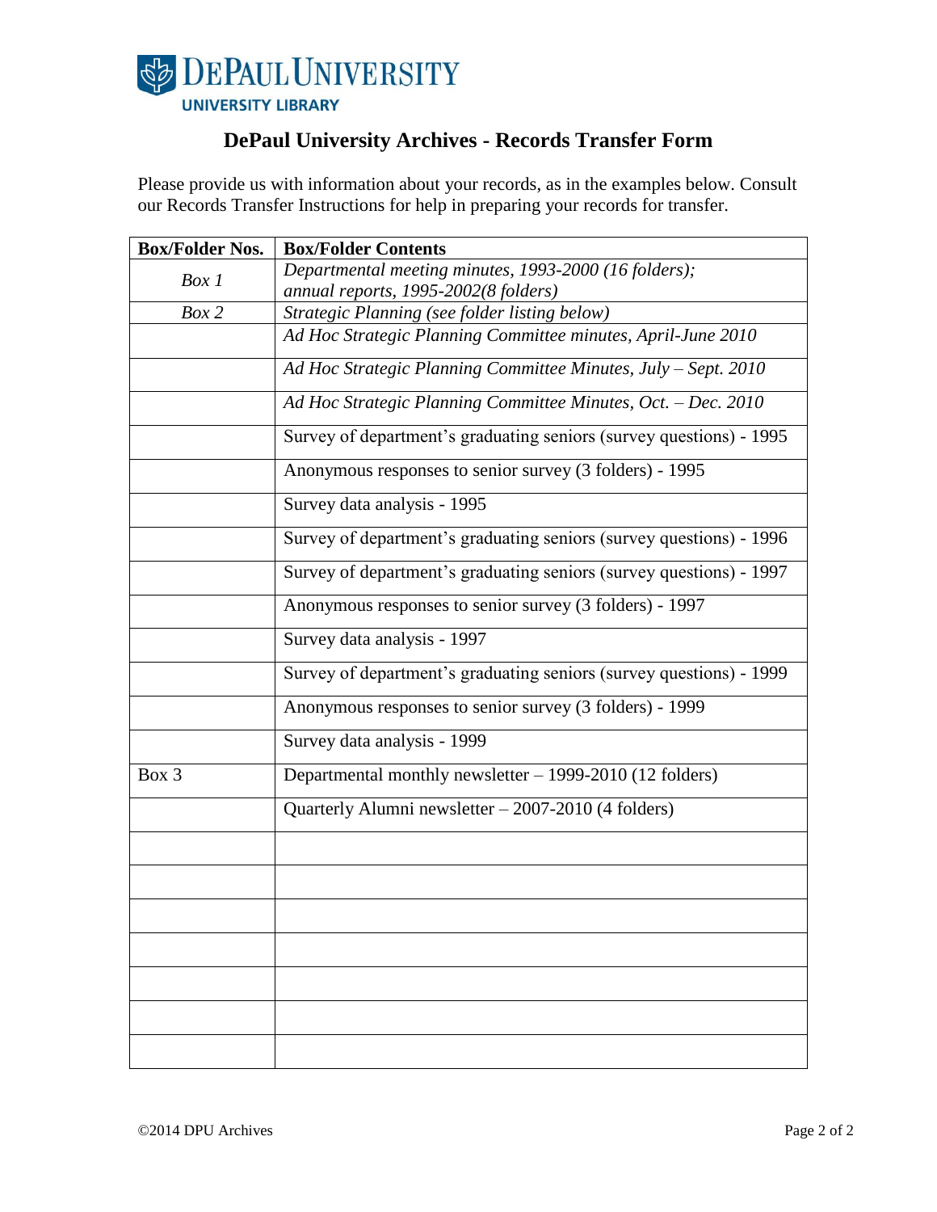DePaul University

University Library

## DePaul University Archives - Records Transfer Form

Please provide us with information about your records, as in the examples below. Consult our Records Transfer Instructions for help in preparing your records for transfer.

| **Box/Folder Nos.** | **Box/Folder Contents** |
|---|---|
| *Box 1* | *Departmental meeting minutes, 1993-2000 (16 folders); annual reports, 1995-2002(8 folders)* |
| *Box 2* | *Strategic Planning (see folder listing below)* |
| | *Ad Hoc Strategic Planning Committee minutes, April-June 2010* |
| | *Ad Hoc Strategic Planning Committee Minutes, July – Sept. 2010* |
| | *Ad Hoc Strategic Planning Committee Minutes, Oct. – Dec. 2010* |
| | Survey of department's graduating seniors (survey questions) - 1995 |
| | Anonymous responses to senior survey (3 folders) - 1995 |
| | Survey data analysis - 1995 |
| | Survey of department's graduating seniors (survey questions) - 1996 |
| | Survey of department's graduating seniors (survey questions) - 1997 |
| | Anonymous responses to senior survey (3 folders) - 1997 |
| | Survey data analysis - 1997 |
| | Survey of department's graduating seniors (survey questions) - 1999 |
| | Anonymous responses to senior survey (3 folders) - 1999 |
| | Survey data analysis - 1999 |
| Box 3 | Departmental monthly newsletter – 1999-2010 (12 folders) |
| | Quarterly Alumni newsletter – 2007-2010 (4 folders) |
| | |
| | |
| | |
| | |
| | |
| | |
| | |

©2014 DPU Archives